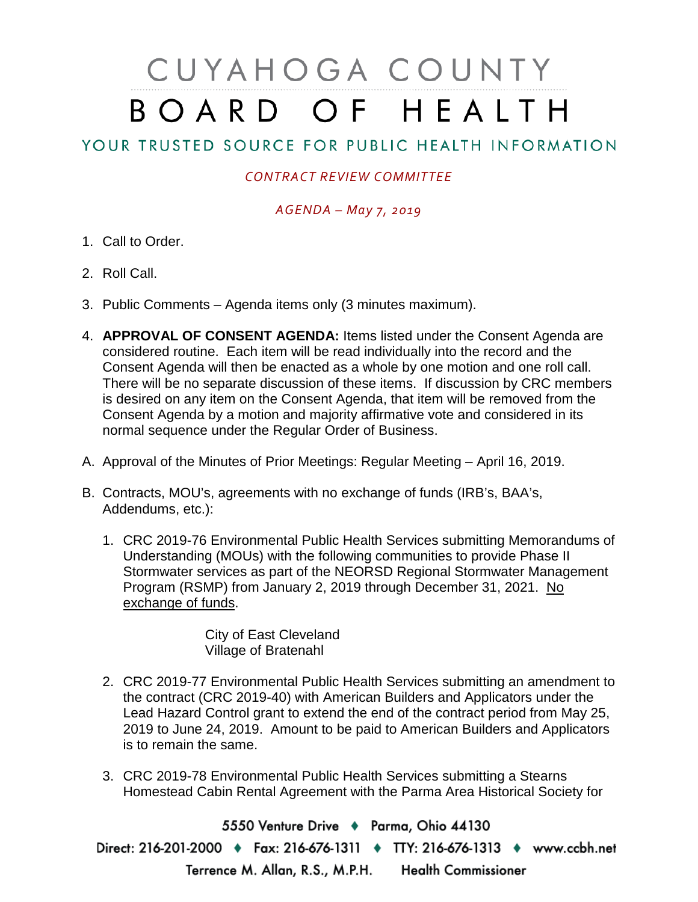# CUYAHOGA COUNTY BOARD OF HEALTH

## YOUR TRUSTED SOURCE FOR PUBLIC HEALTH INFORMATION

*CONTRACT REVIEW COMMITTEE*

*AGENDA – May 7, 2019*

1. Call to Order.
2. Roll Call.
3. Public Comments – Agenda items only (3 minutes maximum).
4. **APPROVAL OF CONSENT AGENDA:** Items listed under the Consent Agenda are considered routine. Each item will be read individually into the record and the Consent Agenda will then be enacted as a whole by one motion and one roll call. There will be no separate discussion of these items. If discussion by CRC members is desired on any item on the Consent Agenda, that item will be removed from the Consent Agenda by a motion and majority affirmative vote and considered in its normal sequence under the Regular Order of Business.

A. Approval of the Minutes of Prior Meetings: Regular Meeting – April 16, 2019.

B. Contracts, MOU's, agreements with no exchange of funds (IRB's, BAA's, Addendums, etc.):

1. CRC 2019-76 Environmental Public Health Services submitting Memorandums of Understanding (MOUs) with the following communities to provide Phase II Stormwater services as part of the NEORSD Regional Stormwater Management Program (RSMP) from January 2, 2019 through December 31, 2021. <u>No exchange of funds</u>.

   City of East Cleveland
   Village of Bratenahl

2. CRC 2019-77 Environmental Public Health Services submitting an amendment to the contract (CRC 2019-40) with American Builders and Applicators under the Lead Hazard Control grant to extend the end of the contract period from May 25, 2019 to June 24, 2019. Amount to be paid to American Builders and Applicators is to remain the same.

3. CRC 2019-78 Environmental Public Health Services submitting a Stearns Homestead Cabin Rental Agreement with the Parma Area Historical Society for

5550 Venture Drive ♦ Parma, Ohio 44130
Direct: 216-201-2000 ♦ Fax: 216-676-1311 ♦ TTY: 216-676-1313 ♦ www.ccbh.net
Terrence M. Allan, R.S., M.P.H. Health Commissioner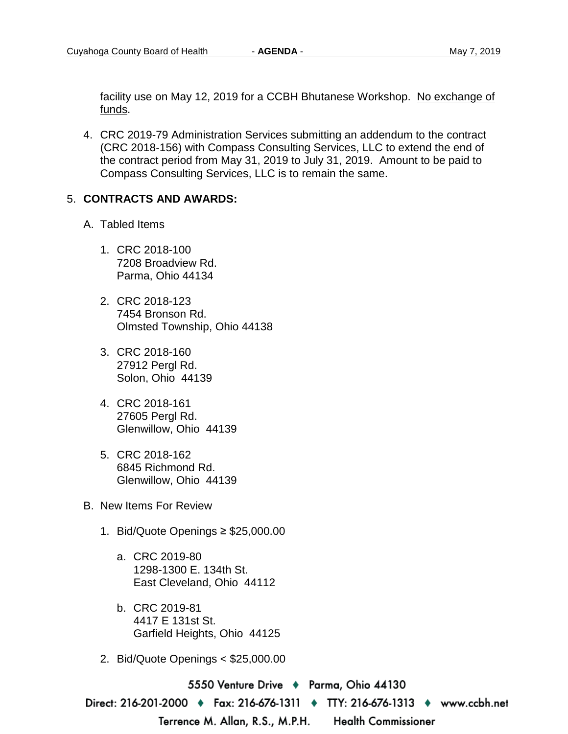facility use on May 12, 2019 for a CCBH Bhutanese Workshop. No exchange of funds.

4. CRC 2019-79 Administration Services submitting an addendum to the contract (CRC 2018-156) with Compass Consulting Services, LLC to extend the end of the contract period from May 31, 2019 to July 31, 2019. Amount to be paid to Compass Consulting Services, LLC is to remain the same.

5. **CONTRACTS AND AWARDS:**

   A. Tabled Items

      1. CRC 2018-100
         7208 Broadview Rd.
         Parma, Ohio 44134

      2. CRC 2018-123
         7454 Bronson Rd.
         Olmsted Township, Ohio 44138

      3. CRC 2018-160
         27912 Pergl Rd.
         Solon, Ohio 44139

      4. CRC 2018-161
         27605 Pergl Rd.
         Glenwillow, Ohio 44139

      5. CRC 2018-162
         6845 Richmond Rd.
         Glenwillow, Ohio 44139

   B. New Items For Review

      1. Bid/Quote Openings ≥ $25,000.00

         a. CRC 2019-80
            1298-1300 E. 134th St.
            East Cleveland, Ohio 44112

         b. CRC 2019-81
            4417 E 131st St.
            Garfield Heights, Ohio 44125

      2. Bid/Quote Openings < $25,000.00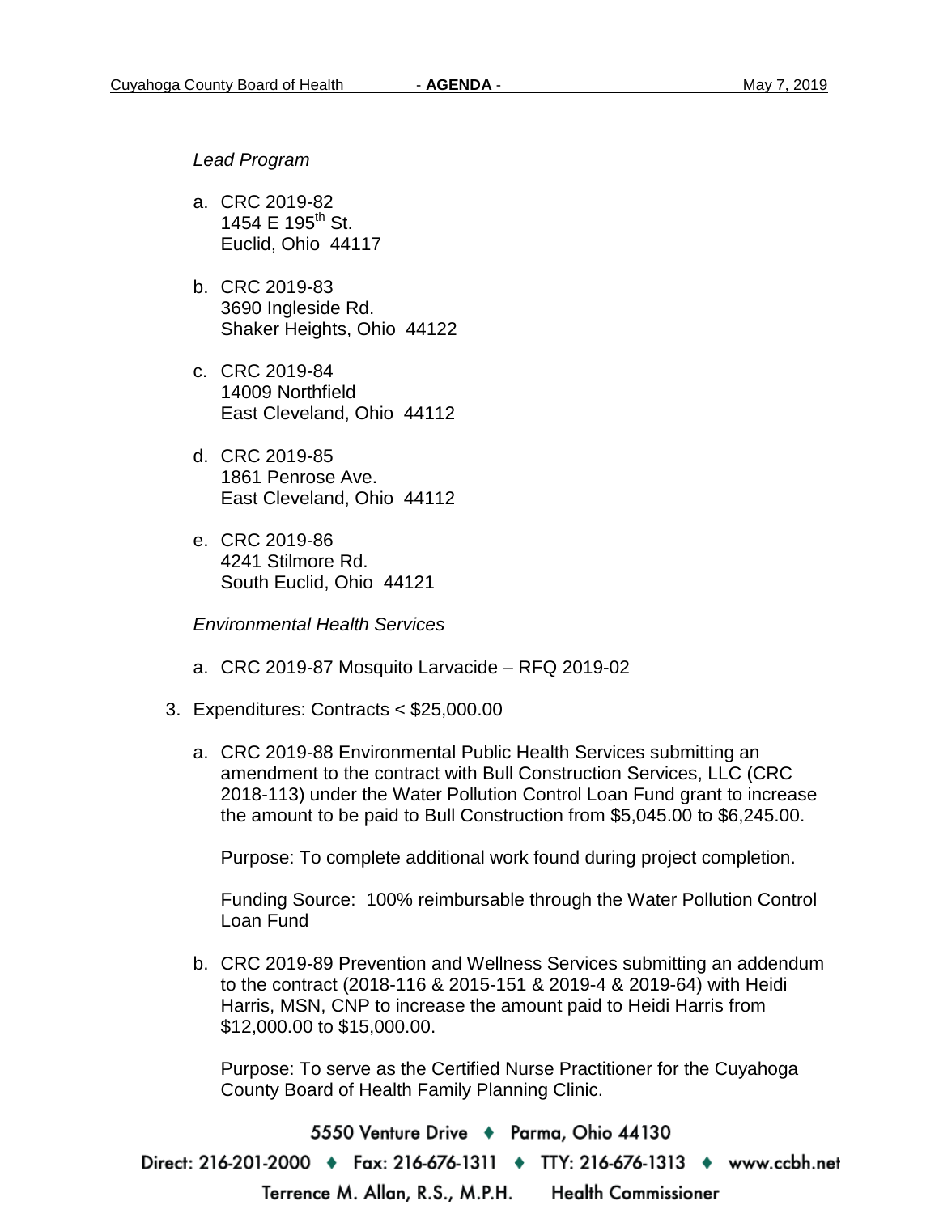*Lead Program*

a. CRC 2019-82
   1454 E 195th St.
   Euclid, Ohio  44117

b. CRC 2019-83
   3690 Ingleside Rd.
   Shaker Heights, Ohio  44122

c. CRC 2019-84
   14009 Northfield
   East Cleveland, Ohio  44112

d. CRC 2019-85
   1861 Penrose Ave.
   East Cleveland, Ohio  44112

e. CRC 2019-86
   4241 Stilmore Rd.
   South Euclid, Ohio  44121

*Environmental Health Services*

a. CRC 2019-87 Mosquito Larvacide – RFQ 2019-02

3. Expenditures: Contracts < $25,000.00

   a. CRC 2019-88 Environmental Public Health Services submitting an amendment to the contract with Bull Construction Services, LLC (CRC 2018-113) under the Water Pollution Control Loan Fund grant to increase the amount to be paid to Bull Construction from $5,045.00 to $6,245.00.

      Purpose: To complete additional work found during project completion.

      Funding Source: 100% reimbursable through the Water Pollution Control Loan Fund

   b. CRC 2019-89 Prevention and Wellness Services submitting an addendum to the contract (2018-116 & 2015-151 & 2019-4 & 2019-64) with Heidi Harris, MSN, CNP to increase the amount paid to Heidi Harris from $12,000.00 to $15,000.00.

      Purpose: To serve as the Certified Nurse Practitioner for the Cuyahoga County Board of Health Family Planning Clinic.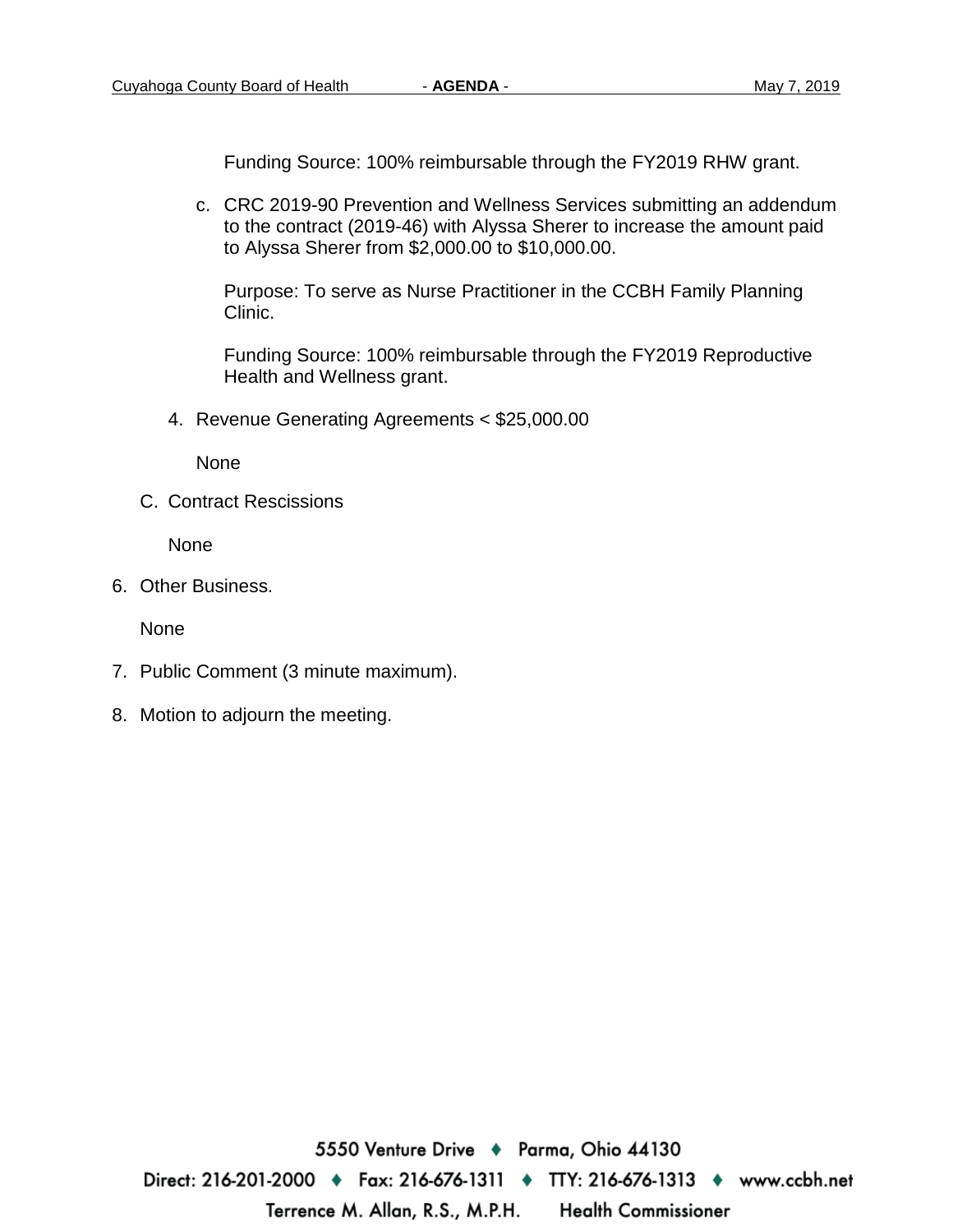Funding Source: 100% reimbursable through the FY2019 RHW grant.

c. CRC 2019-90 Prevention and Wellness Services submitting an addendum to the contract (2019-46) with Alyssa Sherer to increase the amount paid to Alyssa Sherer from $2,000.00 to $10,000.00.

   Purpose: To serve as Nurse Practitioner in the CCBH Family Planning Clinic.

   Funding Source: 100% reimbursable through the FY2019 Reproductive Health and Wellness grant.

4. Revenue Generating Agreements < $25,000.00

   None

C. Contract Rescissions

   None

6. Other Business.

   None

7. Public Comment (3 minute maximum).

8. Motion to adjourn the meeting.